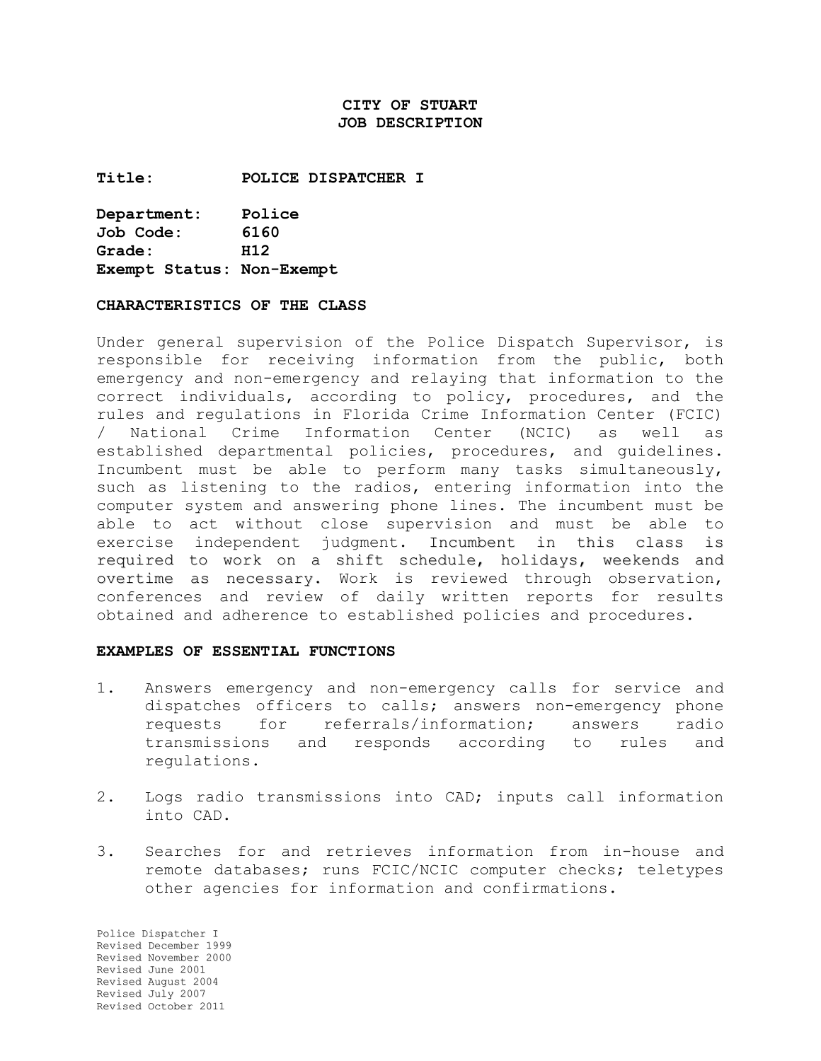# CITY OF STUART
# JOB DESCRIPTION

**Title:** POLICE DISPATCHER I

**Department:** Police
**Job Code:** 6160
**Grade:** H12
**Exempt Status:** Non-Exempt

## CHARACTERISTICS OF THE CLASS

Under general supervision of the Police Dispatch Supervisor, is responsible for receiving information from the public, both emergency and non-emergency and relaying that information to the correct individuals, according to policy, procedures, and the rules and regulations in Florida Crime Information Center (FCIC) / National Crime Information Center (NCIC) as well as established departmental policies, procedures, and guidelines. Incumbent must be able to perform many tasks simultaneously, such as listening to the radios, entering information into the computer system and answering phone lines. The incumbent must be able to act without close supervision and must be able to exercise independent judgment. Incumbent in this class is required to work on a shift schedule, holidays, weekends and overtime as necessary. Work is reviewed through observation, conferences and review of daily written reports for results obtained and adherence to established policies and procedures.

## EXAMPLES OF ESSENTIAL FUNCTIONS

1. Answers emergency and non-emergency calls for service and dispatches officers to calls; answers non-emergency phone requests for referrals/information; answers radio transmissions and responds according to rules and regulations.

2. Logs radio transmissions into CAD; inputs call information into CAD.

3. Searches for and retrieves information from in-house and remote databases; runs FCIC/NCIC computer checks; teletypes other agencies for information and confirmations.

Police Dispatcher I
Revised December 1999
Revised November 2000
Revised June 2001
Revised August 2004
Revised July 2007
Revised October 2011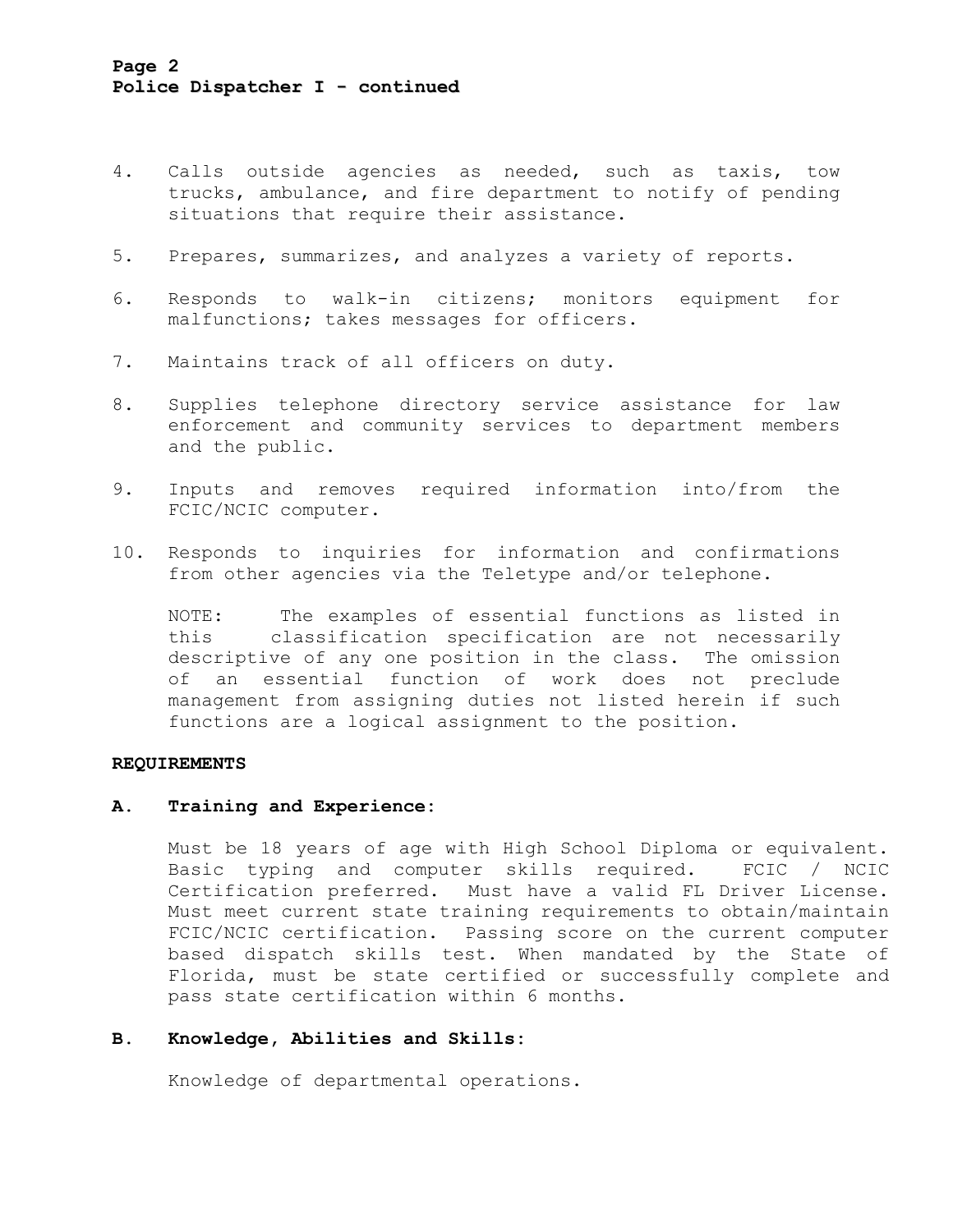4. Calls outside agencies as needed, such as taxis, tow trucks, ambulance, and fire department to notify of pending situations that require their assistance.

5. Prepares, summarizes, and analyzes a variety of reports.

6. Responds to walk-in citizens; monitors equipment for malfunctions; takes messages for officers.

7. Maintains track of all officers on duty.

8. Supplies telephone directory service assistance for law enforcement and community services to department members and the public.

9. Inputs and removes required information into/from the FCIC/NCIC computer.

10. Responds to inquiries for information and confirmations from other agencies via the Teletype and/or telephone.

NOTE: The examples of essential functions as listed in this classification specification are not necessarily descriptive of any one position in the class. The omission of an essential function of work does not preclude management from assigning duties not listed herein if such functions are a logical assignment to the position.

## REQUIREMENTS

### A. Training and Experience:

Must be 18 years of age with High School Diploma or equivalent. Basic typing and computer skills required. FCIC / NCIC Certification preferred. Must have a valid FL Driver License. Must meet current state training requirements to obtain/maintain FCIC/NCIC certification. Passing score on the current computer based dispatch skills test. When mandated by the State of Florida, must be state certified or successfully complete and pass state certification within 6 months.

### B. Knowledge, Abilities and Skills:

Knowledge of departmental operations.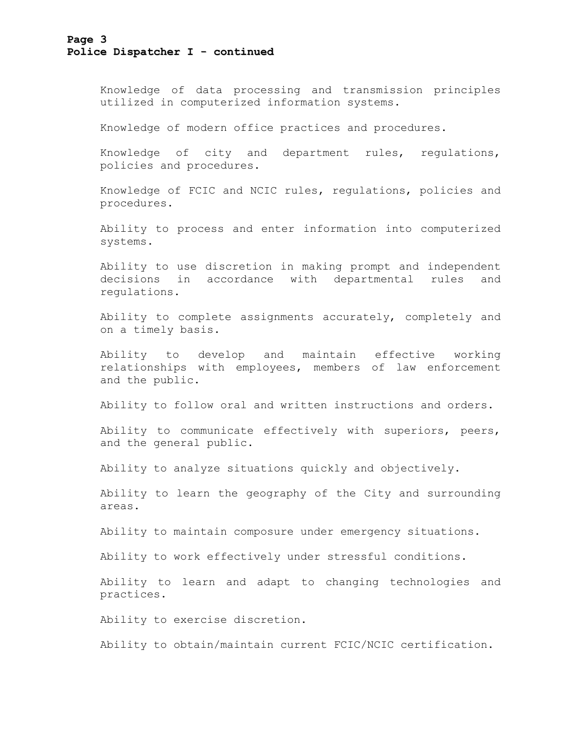Knowledge of data processing and transmission principles utilized in computerized information systems.

Knowledge of modern office practices and procedures.

Knowledge of city and department rules, regulations, policies and procedures.

Knowledge of FCIC and NCIC rules, regulations, policies and procedures.

Ability to process and enter information into computerized systems.

Ability to use discretion in making prompt and independent decisions in accordance with departmental rules and regulations.

Ability to complete assignments accurately, completely and on a timely basis.

Ability to develop and maintain effective working relationships with employees, members of law enforcement and the public.

Ability to follow oral and written instructions and orders.

Ability to communicate effectively with superiors, peers, and the general public.

Ability to analyze situations quickly and objectively.

Ability to learn the geography of the City and surrounding areas.

Ability to maintain composure under emergency situations.

Ability to work effectively under stressful conditions.

Ability to learn and adapt to changing technologies and practices.

Ability to exercise discretion.

Ability to obtain/maintain current FCIC/NCIC certification.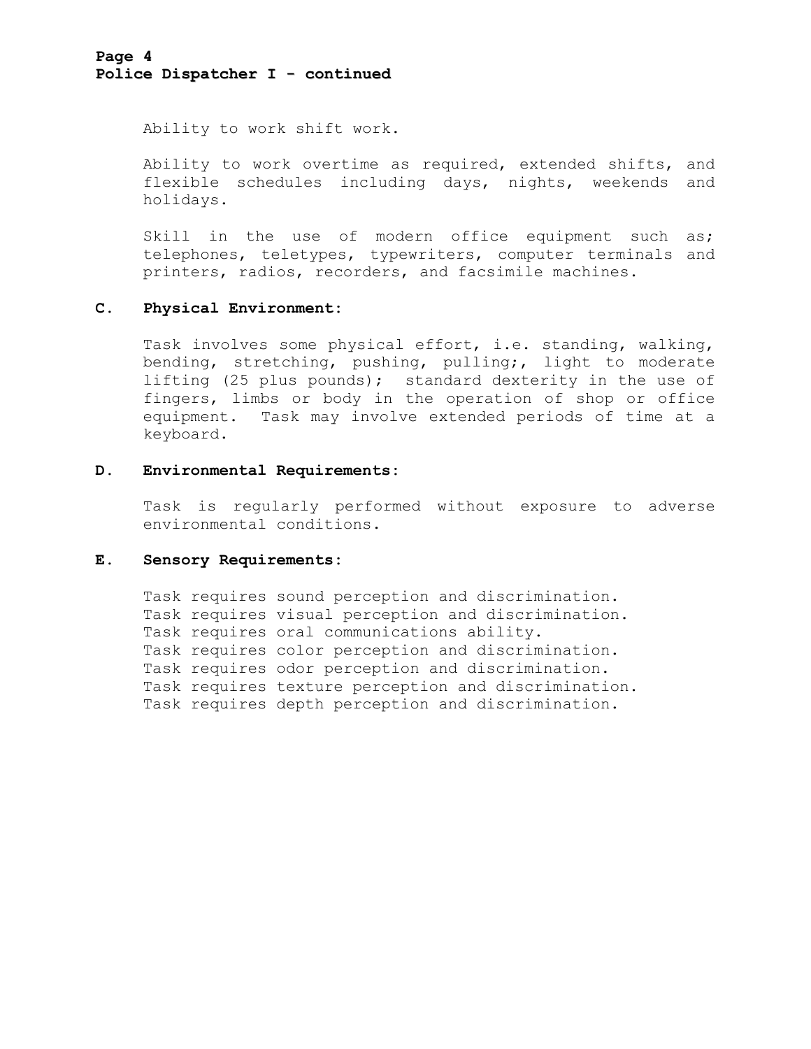Ability to work shift work.

Ability to work overtime as required, extended shifts, and flexible schedules including days, nights, weekends and holidays.

Skill in the use of modern office equipment such as; telephones, teletypes, typewriters, computer terminals and printers, radios, recorders, and facsimile machines.

**C. Physical Environment:**

Task involves some physical effort, i.e. standing, walking, bending, stretching, pushing, pulling;, light to moderate lifting (25 plus pounds); standard dexterity in the use of fingers, limbs or body in the operation of shop or office equipment. Task may involve extended periods of time at a keyboard.

**D. Environmental Requirements:**

Task is regularly performed without exposure to adverse environmental conditions.

**E. Sensory Requirements:**

Task requires sound perception and discrimination.
Task requires visual perception and discrimination.
Task requires oral communications ability.
Task requires color perception and discrimination.
Task requires odor perception and discrimination.
Task requires texture perception and discrimination.
Task requires depth perception and discrimination.